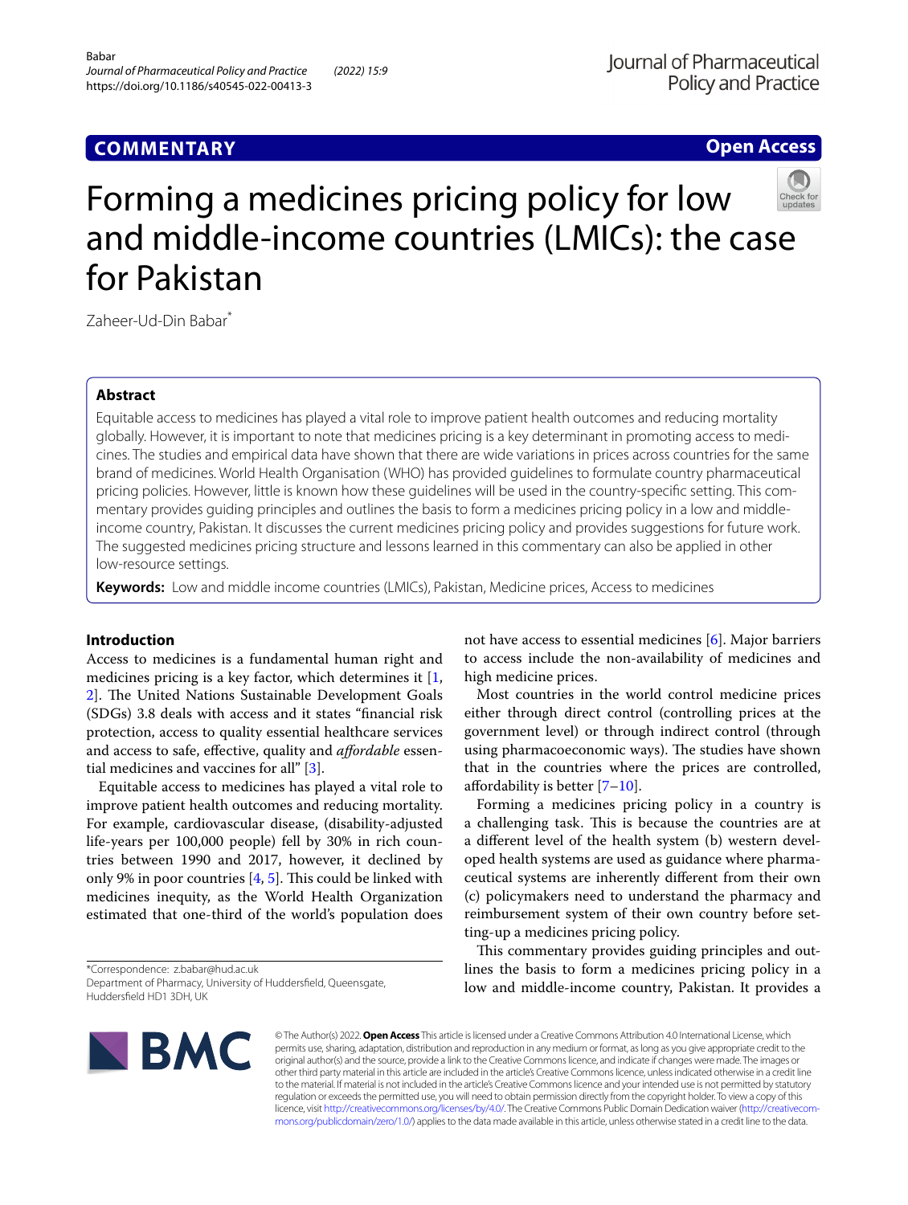COMMENTARY

Open Access

# Forming a medicines pricing policy for low and middle-income countries (LMICs): the case for Pakistan

Zaheer-Ud-Din Babar*

## Abstract

Equitable access to medicines has played a vital role to improve patient health outcomes and reducing mortality globally. However, it is important to note that medicines pricing is a key determinant in promoting access to medicines. The studies and empirical data have shown that there are wide variations in prices across countries for the same brand of medicines. World Health Organisation (WHO) has provided guidelines to formulate country pharmaceutical pricing policies. However, little is known how these guidelines will be used in the country-specific setting. This commentary provides guiding principles and outlines the basis to form a medicines pricing policy in a low and middle-income country, Pakistan. It discusses the current medicines pricing policy and provides suggestions for future work. The suggested medicines pricing structure and lessons learned in this commentary can also be applied in other low-resource settings.

**Keywords:** Low and middle income countries (LMICs), Pakistan, Medicine prices, Access to medicines

## Introduction

Access to medicines is a fundamental human right and medicines pricing is a key factor, which determines it [1, 2]. The United Nations Sustainable Development Goals (SDGs) 3.8 deals with access and it states "financial risk protection, access to quality essential healthcare services and access to safe, effective, quality and *affordable* essential medicines and vaccines for all" [3].

Equitable access to medicines has played a vital role to improve patient health outcomes and reducing mortality. For example, cardiovascular disease, (disability-adjusted life-years per 100,000 people) fell by 30% in rich countries between 1990 and 2017, however, it declined by only 9% in poor countries [4, 5]. This could be linked with medicines inequity, as the World Health Organization estimated that one-third of the world's population does not have access to essential medicines [6]. Major barriers to access include the non-availability of medicines and high medicine prices.

Most countries in the world control medicine prices either through direct control (controlling prices at the government level) or through indirect control (through using pharmacoeconomic ways). The studies have shown that in the countries where the prices are controlled, affordability is better [7–10].

Forming a medicines pricing policy in a country is a challenging task. This is because the countries are at a different level of the health system (b) western developed health systems are used as guidance where pharmaceutical systems are inherently different from their own (c) policymakers need to understand the pharmacy and reimbursement system of their own country before setting-up a medicines pricing policy.

This commentary provides guiding principles and outlines the basis to form a medicines pricing policy in a low and middle-income country, Pakistan. It provides a

*Correspondence: z.babar@hud.ac.uk
Department of Pharmacy, University of Huddersfield, Queensgate, Huddersfield HD1 3DH, UK

© The Author(s) 2022. **Open Access** This article is licensed under a Creative Commons Attribution 4.0 International License, which permits use, sharing, adaptation, distribution and reproduction in any medium or format, as long as you give appropriate credit to the original author(s) and the source, provide a link to the Creative Commons licence, and indicate if changes were made. The images or other third party material in this article are included in the article's Creative Commons licence, unless indicated otherwise in a credit line to the material. If material is not included in the article's Creative Commons licence and your intended use is not permitted by statutory regulation or exceeds the permitted use, you will need to obtain permission directly from the copyright holder. To view a copy of this licence, visit http://creativecommons.org/licenses/by/4.0/. The Creative Commons Public Domain Dedication waiver (http://creativecommons.org/publicdomain/zero/1.0/) applies to the data made available in this article, unless otherwise stated in a credit line to the data.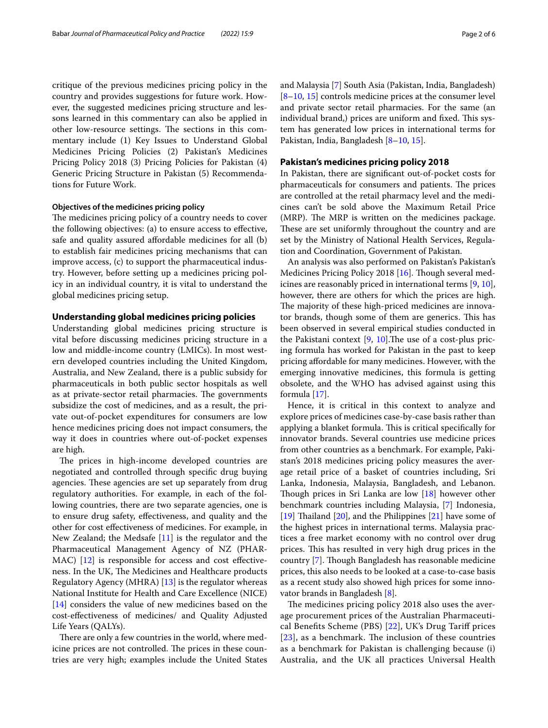critique of the previous medicines pricing policy in the country and provides suggestions for future work. However, the suggested medicines pricing structure and lessons learned in this commentary can also be applied in other low-resource settings. The sections in this commentary include (1) Key Issues to Understand Global Medicines Pricing Policies (2) Pakistan's Medicines Pricing Policy 2018 (3) Pricing Policies for Pakistan (4) Generic Pricing Structure in Pakistan (5) Recommendations for Future Work.

#### Objectives of the medicines pricing policy

The medicines pricing policy of a country needs to cover the following objectives: (a) to ensure access to effective, safe and quality assured affordable medicines for all (b) to establish fair medicines pricing mechanisms that can improve access, (c) to support the pharmaceutical industry. However, before setting up a medicines pricing policy in an individual country, it is vital to understand the global medicines pricing setup.

### Understanding global medicines pricing policies

Understanding global medicines pricing structure is vital before discussing medicines pricing structure in a low and middle-income country (LMICs). In most western developed countries including the United Kingdom, Australia, and New Zealand, there is a public subsidy for pharmaceuticals in both public sector hospitals as well as at private-sector retail pharmacies. The governments subsidize the cost of medicines, and as a result, the private out-of-pocket expenditures for consumers are low hence medicines pricing does not impact consumers, the way it does in countries where out-of-pocket expenses are high.

The prices in high-income developed countries are negotiated and controlled through specific drug buying agencies. These agencies are set up separately from drug regulatory authorities. For example, in each of the following countries, there are two separate agencies, one is to ensure drug safety, effectiveness, and quality and the other for cost effectiveness of medicines. For example, in New Zealand; the Medsafe [11] is the regulator and the Pharmaceutical Management Agency of NZ (PHARMAC) [12] is responsible for access and cost effectiveness. In the UK, The Medicines and Healthcare products Regulatory Agency (MHRA) [13] is the regulator whereas National Institute for Health and Care Excellence (NICE) [14] considers the value of new medicines based on the cost-effectiveness of medicines/ and Quality Adjusted Life Years (QALYs).

There are only a few countries in the world, where medicine prices are not controlled. The prices in these countries are very high; examples include the United States and Malaysia [7] South Asia (Pakistan, India, Bangladesh) [8–10, 15] controls medicine prices at the consumer level and private sector retail pharmacies. For the same (an individual brand,) prices are uniform and fixed. This system has generated low prices in international terms for Pakistan, India, Bangladesh [8–10, 15].

### Pakistan's medicines pricing policy 2018

In Pakistan, there are significant out-of-pocket costs for pharmaceuticals for consumers and patients. The prices are controlled at the retail pharmacy level and the medicines can't be sold above the Maximum Retail Price (MRP). The MRP is written on the medicines package. These are set uniformly throughout the country and are set by the Ministry of National Health Services, Regulation and Coordination, Government of Pakistan.

An analysis was also performed on Pakistan's Pakistan's Medicines Pricing Policy 2018 [16]. Though several medicines are reasonably priced in international terms [9, 10], however, there are others for which the prices are high. The majority of these high-priced medicines are innovator brands, though some of them are generics. This has been observed in several empirical studies conducted in the Pakistani context [9, 10].The use of a cost-plus pricing formula has worked for Pakistan in the past to keep pricing affordable for many medicines. However, with the emerging innovative medicines, this formula is getting obsolete, and the WHO has advised against using this formula [17].

Hence, it is critical in this context to analyze and explore prices of medicines case-by-case basis rather than applying a blanket formula. This is critical specifically for innovator brands. Several countries use medicine prices from other countries as a benchmark. For example, Pakistan's 2018 medicines pricing policy measures the average retail price of a basket of countries including, Sri Lanka, Indonesia, Malaysia, Bangladesh, and Lebanon. Though prices in Sri Lanka are low [18] however other benchmark countries including Malaysia, [7] Indonesia, [19] Thailand [20], and the Philippines [21] have some of the highest prices in international terms. Malaysia practices a free market economy with no control over drug prices. This has resulted in very high drug prices in the country [7]. Though Bangladesh has reasonable medicine prices, this also needs to be looked at a case-to-case basis as a recent study also showed high prices for some innovator brands in Bangladesh [8].

The medicines pricing policy 2018 also uses the average procurement prices of the Australian Pharmaceutical Benefits Scheme (PBS) [22], UK's Drug Tariff prices [23], as a benchmark. The inclusion of these countries as a benchmark for Pakistan is challenging because (i) Australia, and the UK all practices Universal Health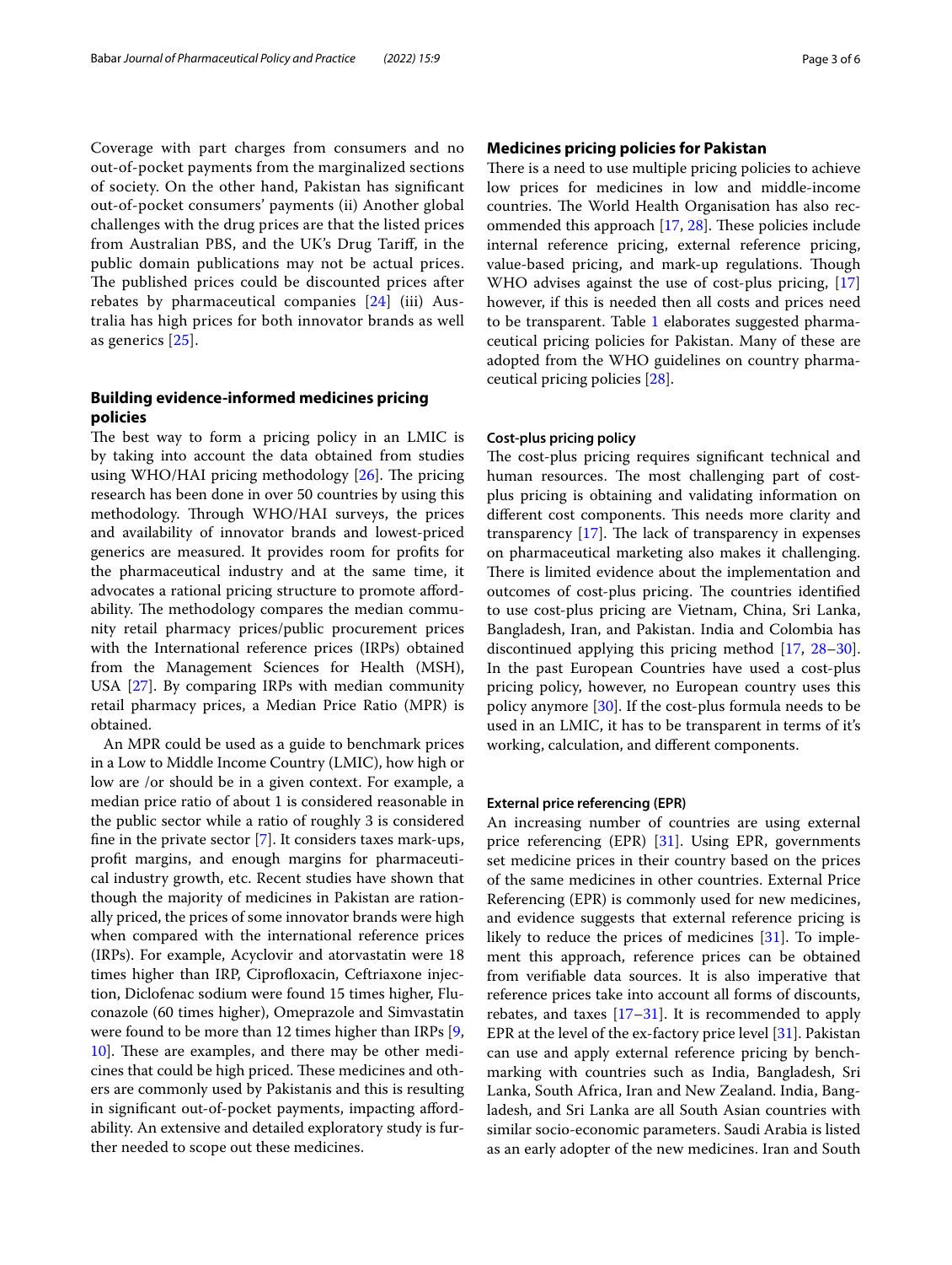Coverage with part charges from consumers and no out-of-pocket payments from the marginalized sections of society. On the other hand, Pakistan has significant out-of-pocket consumers' payments (ii) Another global challenges with the drug prices are that the listed prices from Australian PBS, and the UK's Drug Tariff, in the public domain publications may not be actual prices. The published prices could be discounted prices after rebates by pharmaceutical companies [24] (iii) Australia has high prices for both innovator brands as well as generics [25].

## Building evidence-informed medicines pricing policies

The best way to form a pricing policy in an LMIC is by taking into account the data obtained from studies using WHO/HAI pricing methodology [26]. The pricing research has been done in over 50 countries by using this methodology. Through WHO/HAI surveys, the prices and availability of innovator brands and lowest-priced generics are measured. It provides room for profits for the pharmaceutical industry and at the same time, it advocates a rational pricing structure to promote affordability. The methodology compares the median community retail pharmacy prices/public procurement prices with the International reference prices (IRPs) obtained from the Management Sciences for Health (MSH), USA [27]. By comparing IRPs with median community retail pharmacy prices, a Median Price Ratio (MPR) is obtained.

An MPR could be used as a guide to benchmark prices in a Low to Middle Income Country (LMIC), how high or low are /or should be in a given context. For example, a median price ratio of about 1 is considered reasonable in the public sector while a ratio of roughly 3 is considered fine in the private sector [7]. It considers taxes mark-ups, profit margins, and enough margins for pharmaceutical industry growth, etc. Recent studies have shown that though the majority of medicines in Pakistan are rationally priced, the prices of some innovator brands were high when compared with the international reference prices (IRPs). For example, Acyclovir and atorvastatin were 18 times higher than IRP, Ciprofloxacin, Ceftriaxone injection, Diclofenac sodium were found 15 times higher, Fluconazole (60 times higher), Omeprazole and Simvastatin were found to be more than 12 times higher than IRPs [9, 10]. These are examples, and there may be other medicines that could be high priced. These medicines and others are commonly used by Pakistanis and this is resulting in significant out-of-pocket payments, impacting affordability. An extensive and detailed exploratory study is further needed to scope out these medicines.

## Medicines pricing policies for Pakistan

There is a need to use multiple pricing policies to achieve low prices for medicines in low and middle-income countries. The World Health Organisation has also recommended this approach [17, 28]. These policies include internal reference pricing, external reference pricing, value-based pricing, and mark-up regulations. Though WHO advises against the use of cost-plus pricing, [17] however, if this is needed then all costs and prices need to be transparent. Table 1 elaborates suggested pharmaceutical pricing policies for Pakistan. Many of these are adopted from the WHO guidelines on country pharmaceutical pricing policies [28].

### Cost-plus pricing policy

The cost-plus pricing requires significant technical and human resources. The most challenging part of cost-plus pricing is obtaining and validating information on different cost components. This needs more clarity and transparency [17]. The lack of transparency in expenses on pharmaceutical marketing also makes it challenging. There is limited evidence about the implementation and outcomes of cost-plus pricing. The countries identified to use cost-plus pricing are Vietnam, China, Sri Lanka, Bangladesh, Iran, and Pakistan. India and Colombia has discontinued applying this pricing method [17, 28–30]. In the past European Countries have used a cost-plus pricing policy, however, no European country uses this policy anymore [30]. If the cost-plus formula needs to be used in an LMIC, it has to be transparent in terms of it's working, calculation, and different components.

### External price referencing (EPR)

An increasing number of countries are using external price referencing (EPR) [31]. Using EPR, governments set medicine prices in their country based on the prices of the same medicines in other countries. External Price Referencing (EPR) is commonly used for new medicines, and evidence suggests that external reference pricing is likely to reduce the prices of medicines [31]. To implement this approach, reference prices can be obtained from verifiable data sources. It is also imperative that reference prices take into account all forms of discounts, rebates, and taxes [17–31]. It is recommended to apply EPR at the level of the ex-factory price level [31]. Pakistan can use and apply external reference pricing by benchmarking with countries such as India, Bangladesh, Sri Lanka, South Africa, Iran and New Zealand. India, Bangladesh, and Sri Lanka are all South Asian countries with similar socio-economic parameters. Saudi Arabia is listed as an early adopter of the new medicines. Iran and South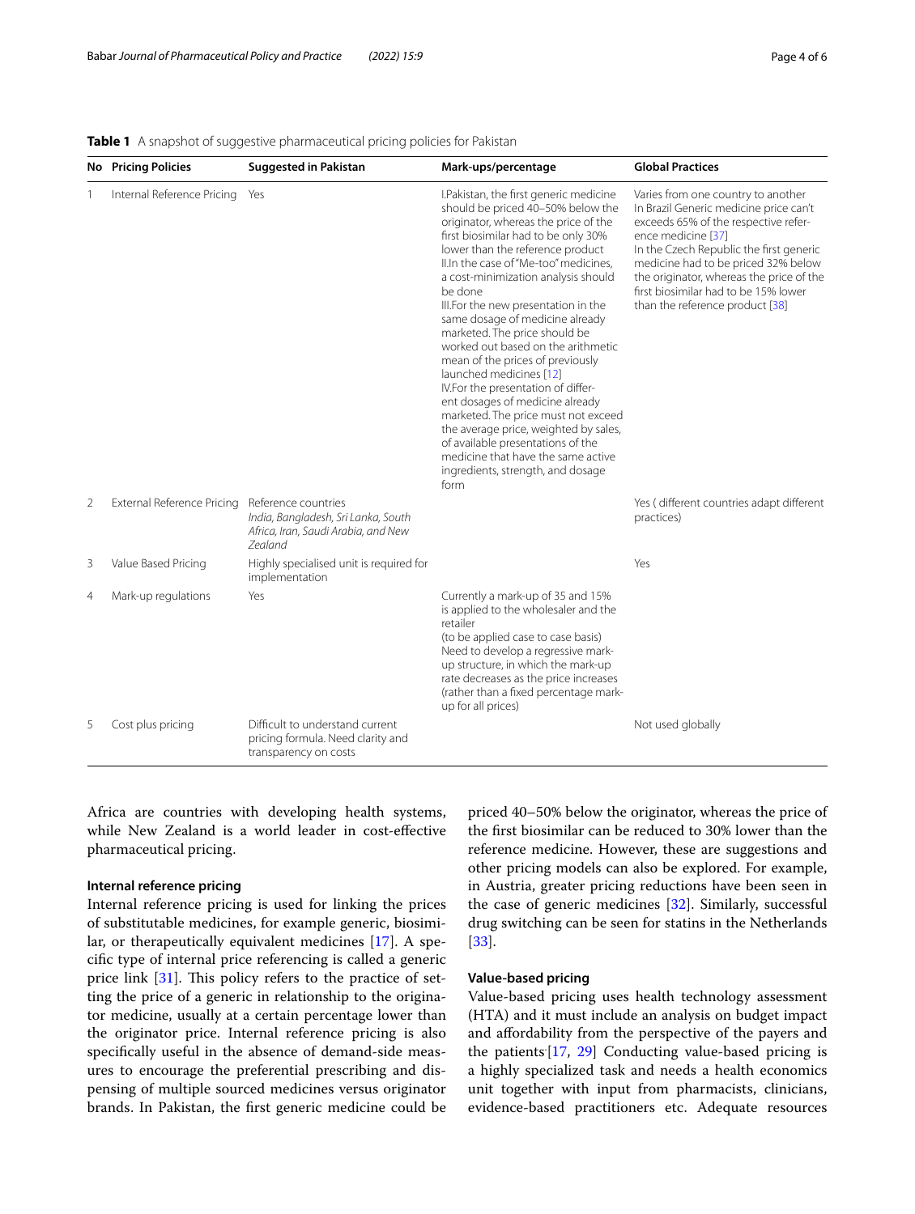**Table 1** A snapshot of suggestive pharmaceutical pricing policies for Pakistan

| No | Pricing Policies | Suggested in Pakistan | Mark-ups/percentage | Global Practices |
|---|---|---|---|---|
| 1 | Internal Reference Pricing | Yes | I.Pakistan, the first generic medicine should be priced 40–50% below the originator, whereas the price of the first biosimilar had to be only 30% lower than the reference product<br>II.In the case of "Me-too" medicines, a cost-minimization analysis should be done<br>III.For the new presentation in the same dosage of medicine already marketed. The price should be worked out based on the arithmetic mean of the prices of previously launched medicines [12]<br>IV.For the presentation of different dosages of medicine already marketed. The price must not exceed the average price, weighted by sales, of available presentations of the medicine that have the same active ingredients, strength, and dosage form | Varies from one country to another<br>In Brazil Generic medicine price can't exceeds 65% of the respective reference medicine [37]<br>In the Czech Republic the first generic medicine had to be priced 32% below the originator, whereas the price of the first biosimilar had to be 15% lower than the reference product [38] |
| 2 | External Reference Pricing | Reference countries<br>*India, Bangladesh, Sri Lanka, South Africa, Iran, Saudi Arabia, and New Zealand* | | Yes ( different countries adapt different practices) |
| 3 | Value Based Pricing | Highly specialised unit is required for implementation | | Yes |
| 4 | Mark-up regulations | Yes | Currently a mark-up of 35 and 15% is applied to the wholesaler and the retailer<br>(to be applied case to case basis)<br>Need to develop a regressive mark-up structure, in which the mark-up rate decreases as the price increases (rather than a fixed percentage mark-up for all prices) | |
| 5 | Cost plus pricing | Difficult to understand current pricing formula. Need clarity and transparency on costs | | Not used globally |

Africa are countries with developing health systems, while New Zealand is a world leader in cost-effective pharmaceutical pricing.

### Internal reference pricing

Internal reference pricing is used for linking the prices of substitutable medicines, for example generic, biosimilar, or therapeutically equivalent medicines [17]. A specific type of internal price referencing is called a generic price link [31]. This policy refers to the practice of setting the price of a generic in relationship to the originator medicine, usually at a certain percentage lower than the originator price. Internal reference pricing is also specifically useful in the absence of demand-side measures to encourage the preferential prescribing and dispensing of multiple sourced medicines versus originator brands. In Pakistan, the first generic medicine could be priced 40–50% below the originator, whereas the price of the first biosimilar can be reduced to 30% lower than the reference medicine. However, these are suggestions and other pricing models can also be explored. For example, in Austria, greater pricing reductions have been seen in the case of generic medicines [32]. Similarly, successful drug switching can be seen for statins in the Netherlands [33].

### Value-based pricing

Value-based pricing uses health technology assessment (HTA) and it must include an analysis on budget impact and affordability from the perspective of the payers and the patients [17, 29] Conducting value-based pricing is a highly specialized task and needs a health economics unit together with input from pharmacists, clinicians, evidence-based practitioners etc. Adequate resources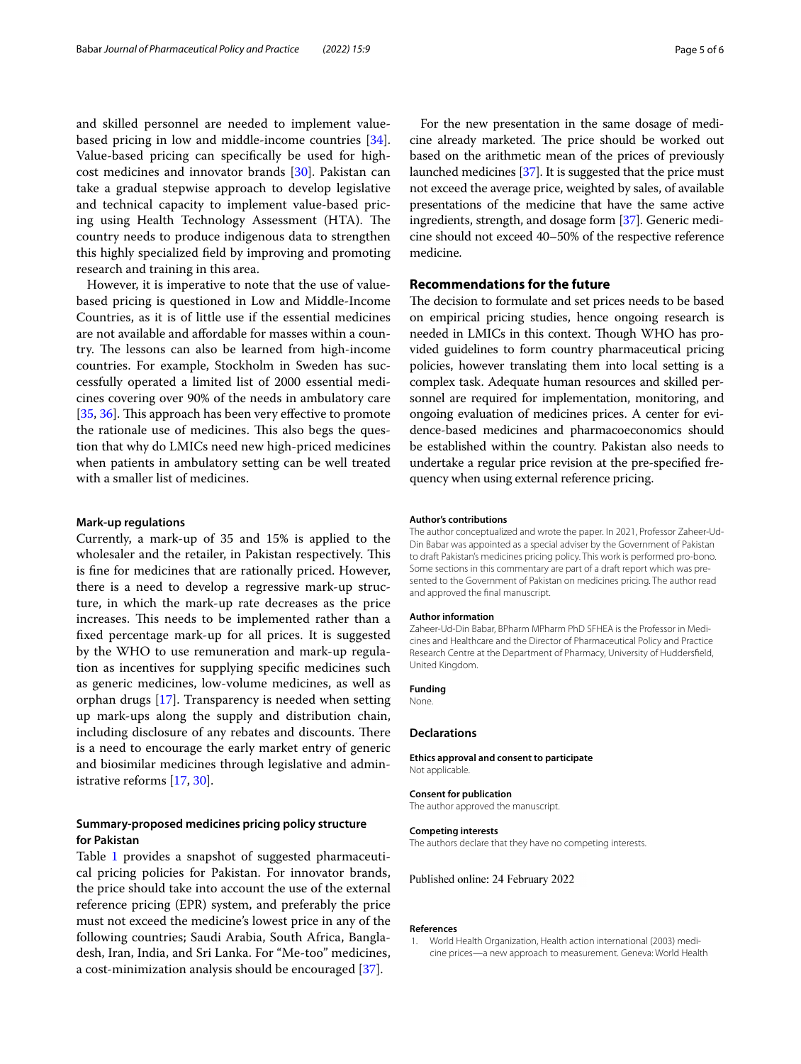and skilled personnel are needed to implement value-based pricing in low and middle-income countries [34]. Value-based pricing can specifically be used for high-cost medicines and innovator brands [30]. Pakistan can take a gradual stepwise approach to develop legislative and technical capacity to implement value-based pricing using Health Technology Assessment (HTA). The country needs to produce indigenous data to strengthen this highly specialized field by improving and promoting research and training in this area.

However, it is imperative to note that the use of value-based pricing is questioned in Low and Middle-Income Countries, as it is of little use if the essential medicines are not available and affordable for masses within a country. The lessons can also be learned from high-income countries. For example, Stockholm in Sweden has successfully operated a limited list of 2000 essential medicines covering over 90% of the needs in ambulatory care [35, 36]. This approach has been very effective to promote the rationale use of medicines. This also begs the question that why do LMICs need new high-priced medicines when patients in ambulatory setting can be well treated with a smaller list of medicines.

#### Mark-up regulations

Currently, a mark-up of 35 and 15% is applied to the wholesaler and the retailer, in Pakistan respectively. This is fine for medicines that are rationally priced. However, there is a need to develop a regressive mark-up structure, in which the mark-up rate decreases as the price increases. This needs to be implemented rather than a fixed percentage mark-up for all prices. It is suggested by the WHO to use remuneration and mark-up regulation as incentives for supplying specific medicines such as generic medicines, low-volume medicines, as well as orphan drugs [17]. Transparency is needed when setting up mark-ups along the supply and distribution chain, including disclosure of any rebates and discounts. There is a need to encourage the early market entry of generic and biosimilar medicines through legislative and administrative reforms [17, 30].

### Summary-proposed medicines pricing policy structure for Pakistan

Table 1 provides a snapshot of suggested pharmaceutical pricing policies for Pakistan. For innovator brands, the price should take into account the use of the external reference pricing (EPR) system, and preferably the price must not exceed the medicine's lowest price in any of the following countries; Saudi Arabia, South Africa, Bangladesh, Iran, India, and Sri Lanka. For "Me-too" medicines, a cost-minimization analysis should be encouraged [37].

For the new presentation in the same dosage of medicine already marketed. The price should be worked out based on the arithmetic mean of the prices of previously launched medicines [37]. It is suggested that the price must not exceed the average price, weighted by sales, of available presentations of the medicine that have the same active ingredients, strength, and dosage form [37]. Generic medicine should not exceed 40–50% of the respective reference medicine.

## Recommendations for the future

The decision to formulate and set prices needs to be based on empirical pricing studies, hence ongoing research is needed in LMICs in this context. Though WHO has provided guidelines to form country pharmaceutical pricing policies, however translating them into local setting is a complex task. Adequate human resources and skilled personnel are required for implementation, monitoring, and ongoing evaluation of medicines prices. A center for evidence-based medicines and pharmacoeconomics should be established within the country. Pakistan also needs to undertake a regular price revision at the pre-specified frequency when using external reference pricing.

#### Author's contributions

The author conceptualized and wrote the paper. In 2021, Professor Zaheer-Ud-Din Babar was appointed as a special adviser by the Government of Pakistan to draft Pakistan's medicines pricing policy. This work is performed pro-bono. Some sections in this commentary are part of a draft report which was presented to the Government of Pakistan on medicines pricing. The author read and approved the final manuscript.

#### Author information

Zaheer-Ud-Din Babar, BPharm MPharm PhD SFHEA is the Professor in Medicines and Healthcare and the Director of Pharmaceutical Policy and Practice Research Centre at the Department of Pharmacy, University of Huddersfield, United Kingdom.

#### Funding

None.

### Declarations

#### Ethics approval and consent to participate

Not applicable.

#### Consent for publication

The author approved the manuscript.

#### Competing interests

The authors declare that they have no competing interests.

Published online: 24 February 2022

#### References

1. World Health Organization, Health action international (2003) medicine prices—a new approach to measurement. Geneva: World Health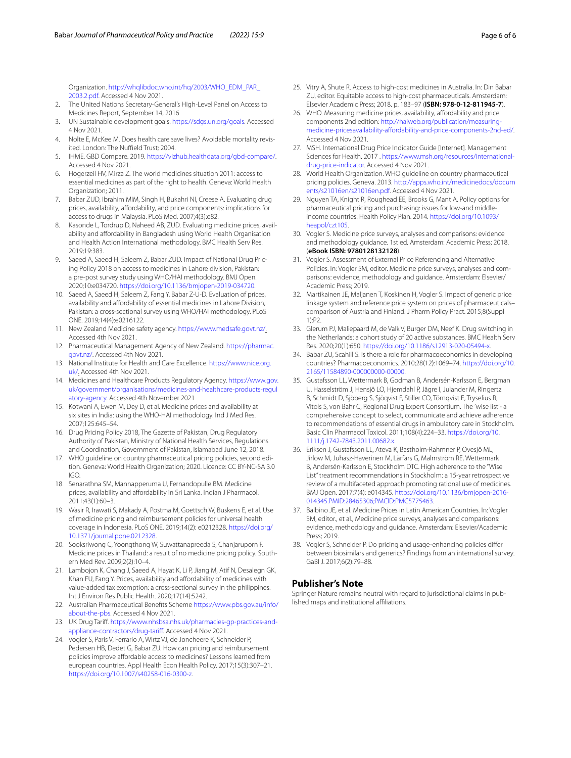Organization. http://whqlibdoc.who.int/hq/2003/WHO_EDM_PAR_2003.2.pdf. Accessed 4 Nov 2021.

2. The United Nations Secretary-General's High-Level Panel on Access to Medicines Report, September 14, 2016
3. UN Sustainable development goals. https://sdgs.un.org/goals. Accessed 4 Nov 2021.
4. Nolte E, McKee M. Does health care save lives? Avoidable mortality revisited. London: The Nuffield Trust; 2004.
5. IHME. GBD Compare. 2019. https://vizhub.healthdata.org/gbd-compare/. Accessed 4 Nov 2021.
6. Hogerzeil HV, Mirza Z. The world medicines situation 2011: access to essential medicines as part of the right to health. Geneva: World Health Organization; 2011.
7. Babar ZUD, Ibrahim MIM, Singh H, Bukahri NI, Creese A. Evaluating drug prices, availability, affordability, and price components: implications for access to drugs in Malaysia. PLoS Med. 2007;4(3):e82.
8. Kasonde L, Tordrup D, Naheed AB, ZUD. Evaluating medicine prices, availability and affordability in Bangladesh using World Health Organisation and Health Action International methodology. BMC Health Serv Res. 2019;19:383.
9. Saeed A, Saeed H, Saleem Z, Babar ZUD. Impact of National Drug Pricing Policy 2018 on access to medicines in Lahore division, Pakistan: a pre-post survey study using WHO/HAI methodology. BMJ Open. 2020;10:e034720. https://doi.org/10.1136/bmjopen-2019-034720.
10. Saeed A, Saeed H, Saleem Z, Fang Y, Babar Z-U-D. Evaluation of prices, availability and affordability of essential medicines in Lahore Division, Pakistan: a cross-sectional survey using WHO/HAI methodology. PLoS ONE. 2019;14(4):e0216122.
11. New Zealand Medicine safety agency. https://www.medsafe.govt.nz/. Accessed 4th Nov 2021.
12. Pharmaceutical Management Agency of New Zealand. https://pharmac.govt.nz/. Accessed 4th Nov 2021.
13. National Institute for Health and Care Excellence. https://www.nice.org.uk/. Accessed 4th Nov 2021.
14. Medicines and Healthcare Products Regulatory Agency. https://www.gov.uk/government/organisations/medicines-and-healthcare-products-regulatory-agency. Accessed 4th November 2021
15. Kotwani A, Ewen M, Dey D, et al. Medicine prices and availability at six sites in India: using the WHO-HAI methodology. Ind J Med Res. 2007;125:645–54.
16. Drug Pricing Policy 2018, The Gazette of Pakistan, Drug Regulatory Authority of Pakistan, Ministry of National Health Services, Regulations and Coordination, Government of Pakistan, Islamabad June 12, 2018.
17. WHO guideline on country pharmaceutical pricing policies, second edition. Geneva: World Health Organization; 2020. Licence: CC BY-NC-SA 3.0 IGO.
18. Senarathna SM, Mannapperuma U, Fernandopulle BM. Medicine prices, availability and affordability in Sri Lanka. Indian J Pharmacol. 2011;43(1):60–3.
19. Wasir R, Irawati S, Makady A, Postma M, Goettsch W, Buskens E, et al. Use of medicine pricing and reimbursement policies for universal health coverage in Indonesia. PLoS ONE. 2019;14(2): e0212328. https://doi.org/10.1371/journal.pone.0212328.
20. Sooksriwong C, Yoongthong W, Suwattanapreeda S, Chanjaruporn F. Medicine prices in Thailand: a result of no medicine pricing policy. Southern Med Rev. 2009;2(2):10–4.
21. Lambojon K, Chang J, Saeed A, Hayat K, Li P, Jiang M, Atif N, Desalegn GK, Khan FU, Fang Y. Prices, availability and affordability of medicines with value-added tax exemption: a cross-sectional survey in the philippines. Int J Environ Res Public Health. 2020;17(14):5242.
22. Australian Pharmaceutical Benefits Scheme https://www.pbs.gov.au/info/about-the-pbs. Accessed 4 Nov 2021.
23. UK Drug Tariff. https://www.nhsbsa.nhs.uk/pharmacies-gp-practices-and-appliance-contractors/drug-tariff. Accessed 4 Nov 2021.
24. Vogler S, Paris V, Ferrario A, Wirtz VJ, de Joncheere K, Schneider P, Pedersen HB, Dedet G, Babar ZU. How can pricing and reimbursement policies improve affordable access to medicines? Lessons learned from european countries. Appl Health Econ Health Policy. 2017;15(3):307–21. https://doi.org/10.1007/s40258-016-0300-z.
25. Vitry A, Shute R. Access to high-cost medicines in Australia. In: Din Babar ZU, editor. Equitable access to high-cost pharmaceuticals. Amsterdam: Elsevier Academic Press; 2018. p. 183–97 (**ISBN: 978-0-12-811945-7**).
26. WHO. Measuring medicine prices, availability, affordability and price components 2nd edition: http://haiweb.org/publication/measuring-medicine-pricesavailability-affordability-and-price-components-2nd-ed/. Accessed 4 Nov 2021.
27. MSH. International Drug Price Indicator Guide [Internet]. Management Sciences for Health. 2017 . https://www.msh.org/resources/international-drug-price-indicator. Accessed 4 Nov 2021.
28. World Health Organization. WHO guideline on country pharmaceutical pricing policies. Geneva. 2013. http://apps.who.int/medicinedocs/documents/s21016en/s21016en.pdf. Accessed 4 Nov 2021.
29. Nguyen TA, Knight R, Roughead EE, Brooks G, Mant A. Policy options for pharmaceutical pricing and purchasing: issues for low-and middle-income countries. Health Policy Plan. 2014. https://doi.org/10.1093/heapol/czt105.
30. Vogler S. Medicine price surveys, analyses and comparisons: evidence and methodology guidance. 1st ed. Amsterdam: Academic Press; 2018. (**eBook ISBN: 9780128132128**).
31. Vogler S. Assessment of External Price Referencing and Alternative Policies. In: Vogler SM, editor. Medicine price surveys, analyses and comparisons: evidence, methodology and guidance. Amsterdam: Elsevier/Academic Press; 2019.
32. Martikainen JE, Maljanen T, Koskinen H, Vogler S. Impact of generic price linkage system and reference price system on prices of pharmaceuticals–comparison of Austria and Finland. J Pharm Policy Pract. 2015;8(Suppl 1):P2.
33. Glerum PJ, Maliepaard M, de Valk V, Burger DM, Neef K. Drug switching in the Netherlands: a cohort study of 20 active substances. BMC Health Serv Res. 2020;20(1):650. https://doi.org/10.1186/s12913-020-05494-x.
34. Babar ZU, Scahill S. Is there a role for pharmacoeconomics in developing countries? Pharmacoeconomics. 2010;28(12):1069–74. https://doi.org/10.2165/11584890-000000000-00000.
35. Gustafsson LL, Wettermark B, Godman B, Andersén-Karlsson E, Bergman U, Hasselström J, Hensjö LO, Hjemdahl P, Jägre I, Julander M, Ringertz B, Schmidt D, Sjöberg S, Sjöqvist F, Stiller CO, Törnqvist E, Tryselius R, Vitols S, von Bahr C, Regional Drug Expert Consortium. The 'wise list'- a comprehensive concept to select, communicate and achieve adherence to recommendations of essential drugs in ambulatory care in Stockholm. Basic Clin Pharmacol Toxicol. 2011;108(4):224–33. https://doi.org/10.1111/j.1742-7843.2011.00682.x.
36. Eriksen J, Gustafsson LL, Ateva K, Bastholm-Rahmner P, Ovesjö ML, Jirlow M, Juhasz-Haverinen M, Lärfars G, Malmström RE, Wettermark B, Andersén-Karlsson E, Stockholm DTC. High adherence to the "Wise List" treatment recommendations in Stockholm: a 15-year retrospective review of a multifaceted approach promoting rational use of medicines. BMJ Open. 2017;7(4): e014345. https://doi.org/10.1136/bmjopen-2016-014345.PMID:28465306;PMCID:PMC5775463.
37. Balbino JE, et al. Medicine Prices in Latin American Countries. In: Vogler SM, editor., et al., Medicine price surveys, analyses and comparisons: evidence, methodology and guidance. Amsterdam: Elsevier/Academic Press; 2019.
38. Vogler S, Schneider P. Do pricing and usage-enhancing policies differ between biosimilars and generics? Findings from an international survey. GaBI J. 2017;6(2):79–88.

## Publisher's Note

Springer Nature remains neutral with regard to jurisdictional claims in published maps and institutional affiliations.